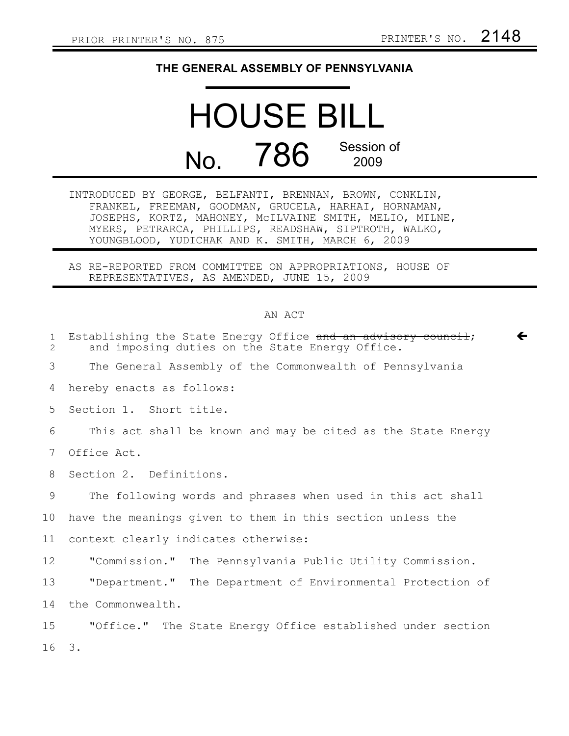PRIOR PRINTER'S NO. 875 PRINTER'S NO. 2148

# THE GENERAL ASSEMBLY OF PENNSYLVANIA

# HOUSE BILL

## No. 786 Session of 2009

INTRODUCED BY GEORGE, BELFANTI, BRENNAN, BROWN, CONKLIN, FRANKEL, FREEMAN, GOODMAN, GRUCELA, HARHAI, HORNAMAN, JOSEPHS, KORTZ, MAHONEY, McILVAINE SMITH, MELIO, MILNE, MYERS, PETRARCA, PHILLIPS, READSHAW, SIPTROTH, WALKO, YOUNGBLOOD, YUDICHAK AND K. SMITH, MARCH 6, 2009

AS RE-REPORTED FROM COMMITTEE ON APPROPRIATIONS, HOUSE OF REPRESENTATIVES, AS AMENDED, JUNE 15, 2009

AN ACT

Establishing the State Energy Office ~~and an advisory council~~; and imposing duties on the State Energy Office.

The General Assembly of the Commonwealth of Pennsylvania hereby enacts as follows:

Section 1. Short title.

This act shall be known and may be cited as the State Energy Office Act.

Section 2. Definitions.

The following words and phrases when used in this act shall have the meanings given to them in this section unless the context clearly indicates otherwise:

"Commission." The Pennsylvania Public Utility Commission.

"Department." The Department of Environmental Protection of the Commonwealth.

"Office." The State Energy Office established under section 3.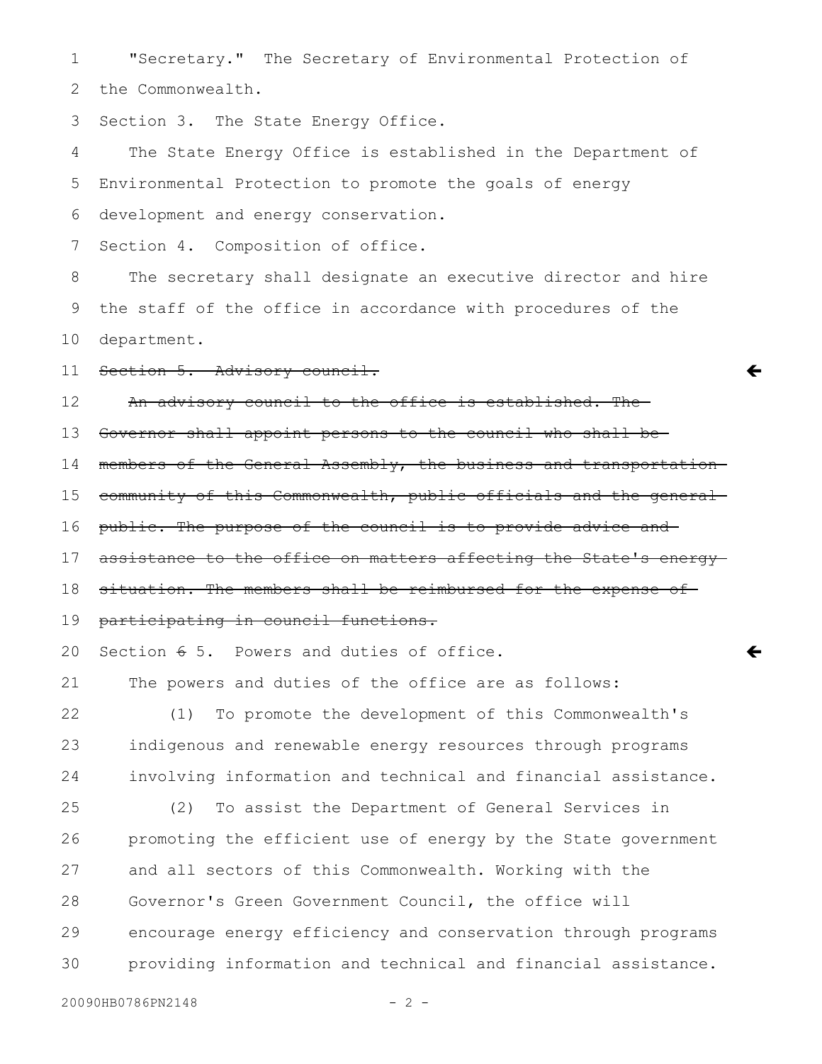"Secretary." The Secretary of Environmental Protection of the Commonwealth.

Section 3. The State Energy Office.

The State Energy Office is established in the Department of Environmental Protection to promote the goals of energy development and energy conservation.

Section 4. Composition of office.

The secretary shall designate an executive director and hire the staff of the office in accordance with procedures of the department.

~~Section 5. Advisory council.~~

~~An advisory council to the office is established. The Governor shall appoint persons to the council who shall be members of the General Assembly, the business and transportation community of this Commonwealth, public officials and the general public. The purpose of the council is to provide advice and assistance to the office on matters affecting the State's energy situation. The members shall be reimbursed for the expense of participating in council functions.~~

Section ~~6~~ 5. Powers and duties of office.

The powers and duties of the office are as follows:

(1) To promote the development of this Commonwealth's indigenous and renewable energy resources through programs involving information and technical and financial assistance.

(2) To assist the Department of General Services in promoting the efficient use of energy by the State government and all sectors of this Commonwealth. Working with the Governor's Green Government Council, the office will encourage energy efficiency and conservation through programs providing information and technical and financial assistance.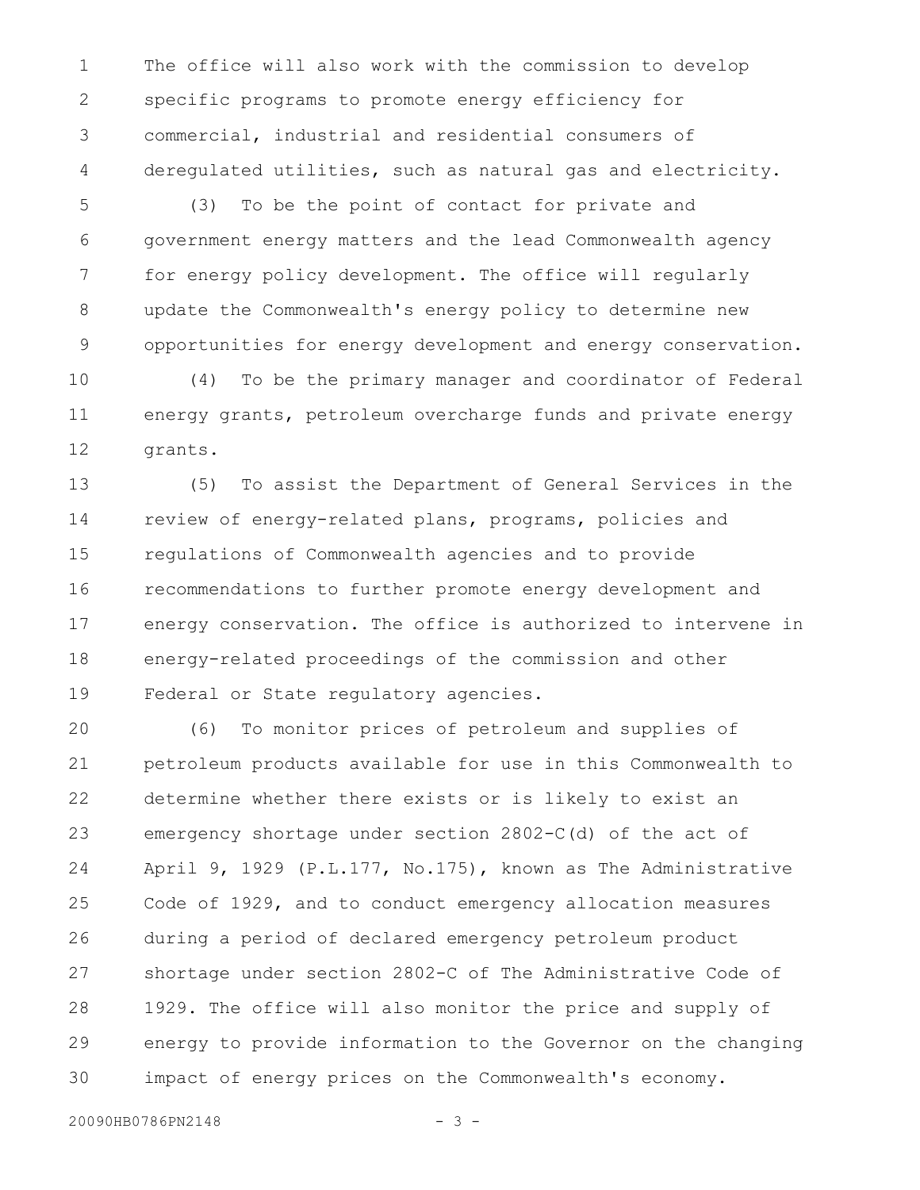The office will also work with the commission to develop specific programs to promote energy efficiency for commercial, industrial and residential consumers of deregulated utilities, such as natural gas and electricity.

(3) To be the point of contact for private and government energy matters and the lead Commonwealth agency for energy policy development. The office will regularly update the Commonwealth's energy policy to determine new opportunities for energy development and energy conservation.

(4) To be the primary manager and coordinator of Federal energy grants, petroleum overcharge funds and private energy grants.

(5) To assist the Department of General Services in the review of energy-related plans, programs, policies and regulations of Commonwealth agencies and to provide recommendations to further promote energy development and energy conservation. The office is authorized to intervene in energy-related proceedings of the commission and other Federal or State regulatory agencies.

(6) To monitor prices of petroleum and supplies of petroleum products available for use in this Commonwealth to determine whether there exists or is likely to exist an emergency shortage under section 2802-C(d) of the act of April 9, 1929 (P.L.177, No.175), known as The Administrative Code of 1929, and to conduct emergency allocation measures during a period of declared emergency petroleum product shortage under section 2802-C of The Administrative Code of 1929. The office will also monitor the price and supply of energy to provide information to the Governor on the changing impact of energy prices on the Commonwealth's economy.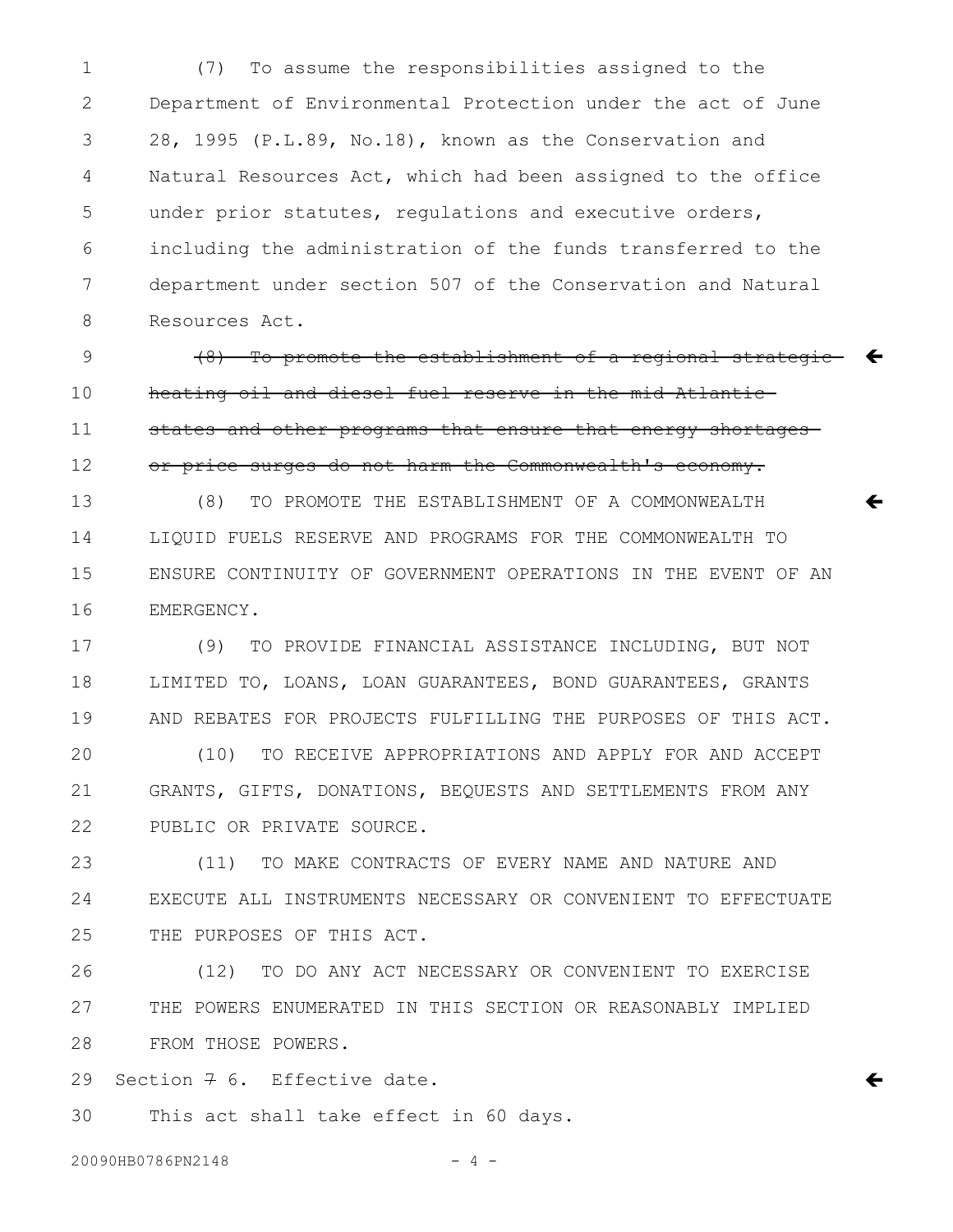(7) To assume the responsibilities assigned to the Department of Environmental Protection under the act of June 28, 1995 (P.L.89, No.18), known as the Conservation and Natural Resources Act, which had been assigned to the office under prior statutes, regulations and executive orders, including the administration of the funds transferred to the department under section 507 of the Conservation and Natural Resources Act.

~~(8) To promote the establishment of a regional strategic heating oil and diesel fuel reserve in the mid-Atlantic states and other programs that ensure that energy shortages or price surges do not harm the Commonwealth's economy.~~

(8) TO PROMOTE THE ESTABLISHMENT OF A COMMONWEALTH LIQUID FUELS RESERVE AND PROGRAMS FOR THE COMMONWEALTH TO ENSURE CONTINUITY OF GOVERNMENT OPERATIONS IN THE EVENT OF AN EMERGENCY.

(9) TO PROVIDE FINANCIAL ASSISTANCE INCLUDING, BUT NOT LIMITED TO, LOANS, LOAN GUARANTEES, BOND GUARANTEES, GRANTS AND REBATES FOR PROJECTS FULFILLING THE PURPOSES OF THIS ACT.

(10) TO RECEIVE APPROPRIATIONS AND APPLY FOR AND ACCEPT GRANTS, GIFTS, DONATIONS, BEQUESTS AND SETTLEMENTS FROM ANY PUBLIC OR PRIVATE SOURCE.

(11) TO MAKE CONTRACTS OF EVERY NAME AND NATURE AND EXECUTE ALL INSTRUMENTS NECESSARY OR CONVENIENT TO EFFECTUATE THE PURPOSES OF THIS ACT.

(12) TO DO ANY ACT NECESSARY OR CONVENIENT TO EXERCISE THE POWERS ENUMERATED IN THIS SECTION OR REASONABLY IMPLIED FROM THOSE POWERS.

Section ~~7~~ 6. Effective date.

This act shall take effect in 60 days.